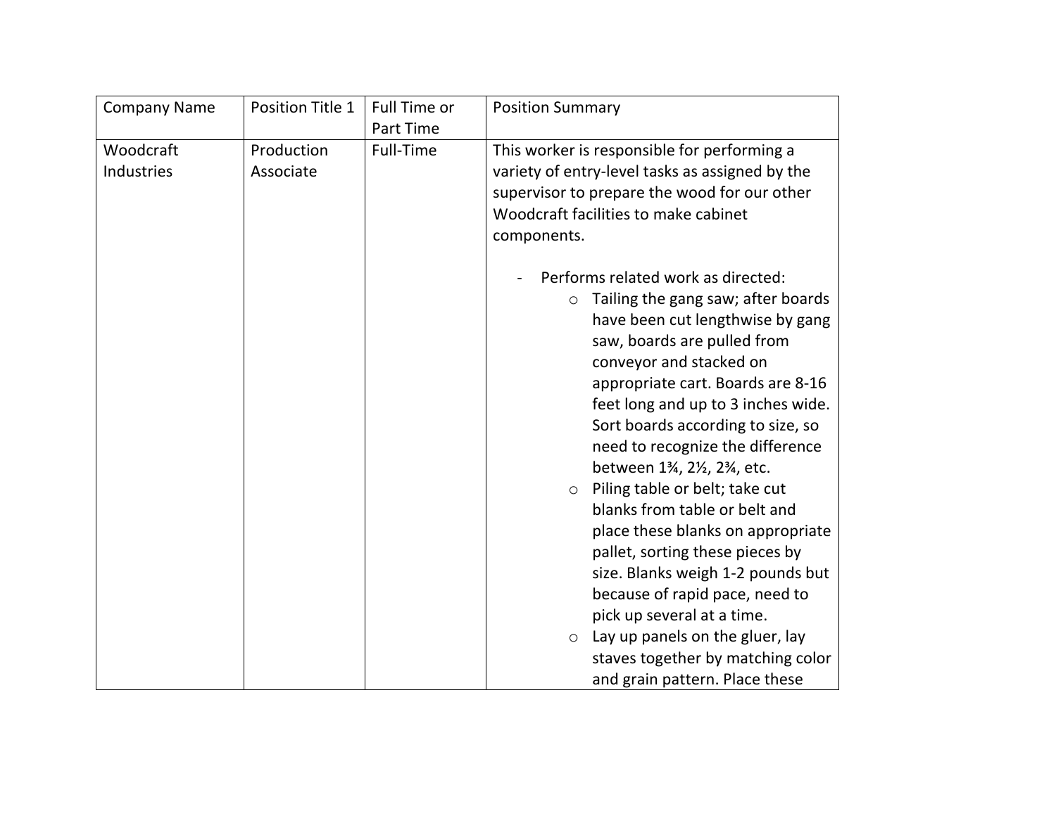| Company Name | Position Title 1 | Full Time or Part Time | Position Summary |
| --- | --- | --- | --- |
| Woodcraft Industries | Production Associate | Full-Time | This worker is responsible for performing a variety of entry-level tasks as assigned by the supervisor to prepare the wood for our other Woodcraft facilities to make cabinet components.<br><br>- Performs related work as directed:<br>&nbsp;&nbsp;&nbsp;&nbsp;○ Tailing the gang saw; after boards have been cut lengthwise by gang saw, boards are pulled from conveyor and stacked on appropriate cart. Boards are 8-16 feet long and up to 3 inches wide. Sort boards according to size, so need to recognize the difference between 1¾, 2½, 2¾, etc.<br>&nbsp;&nbsp;&nbsp;&nbsp;○ Piling table or belt; take cut blanks from table or belt and place these blanks on appropriate pallet, sorting these pieces by size. Blanks weigh 1-2 pounds but because of rapid pace, need to pick up several at a time.<br>&nbsp;&nbsp;&nbsp;&nbsp;○ Lay up panels on the gluer, lay staves together by matching color and grain pattern. Place these |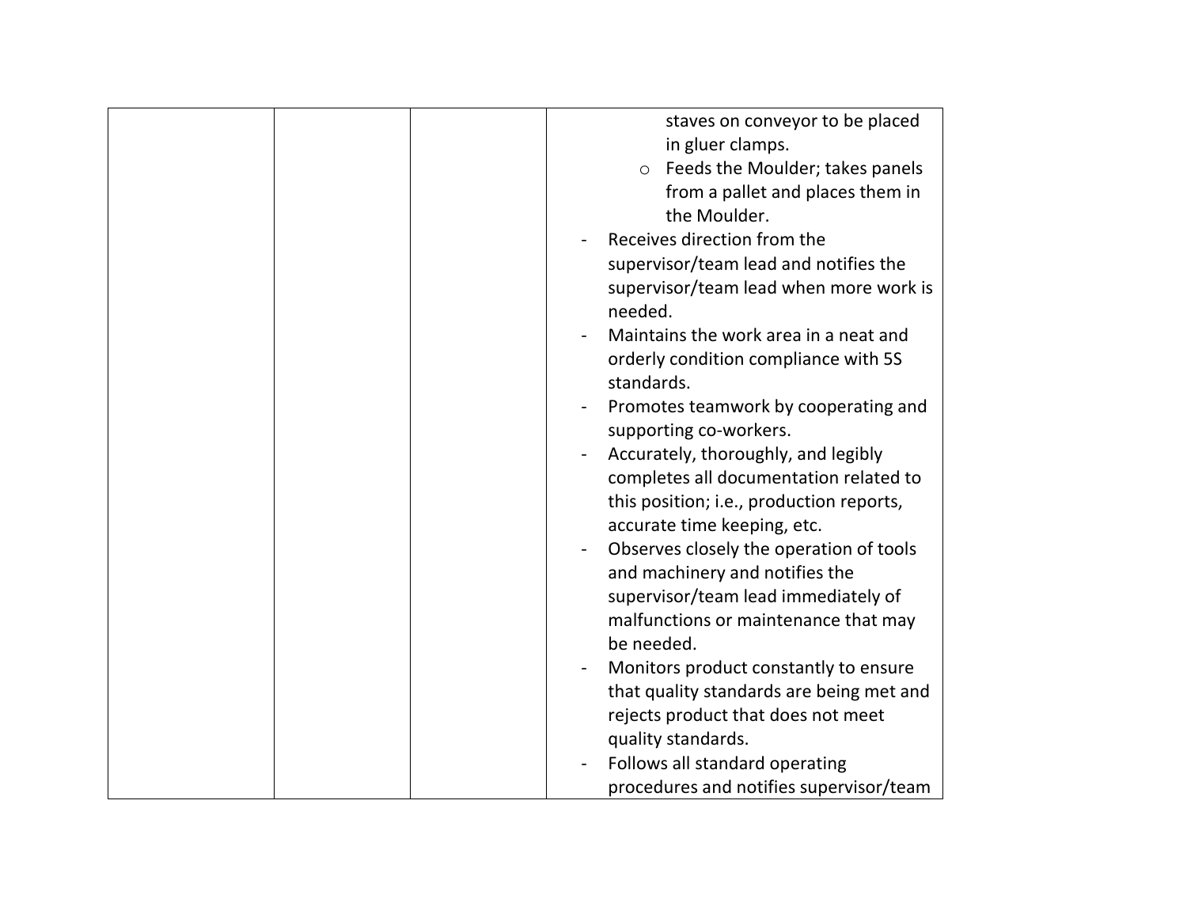| | | | staves on conveyor to be placed in gluer clamps.<br>◦ Feeds the Moulder; takes panels from a pallet and places them in the Moulder.<br>- Receives direction from the supervisor/team lead and notifies the supervisor/team lead when more work is needed.<br>- Maintains the work area in a neat and orderly condition compliance with 5S standards.<br>- Promotes teamwork by cooperating and supporting co-workers.<br>- Accurately, thoroughly, and legibly completes all documentation related to this position; i.e., production reports, accurate time keeping, etc.<br>- Observes closely the operation of tools and machinery and notifies the supervisor/team lead immediately of malfunctions or maintenance that may be needed.<br>- Monitors product constantly to ensure that quality standards are being met and rejects product that does not meet quality standards.<br>- Follows all standard operating procedures and notifies supervisor/team |
|---|---|---|---|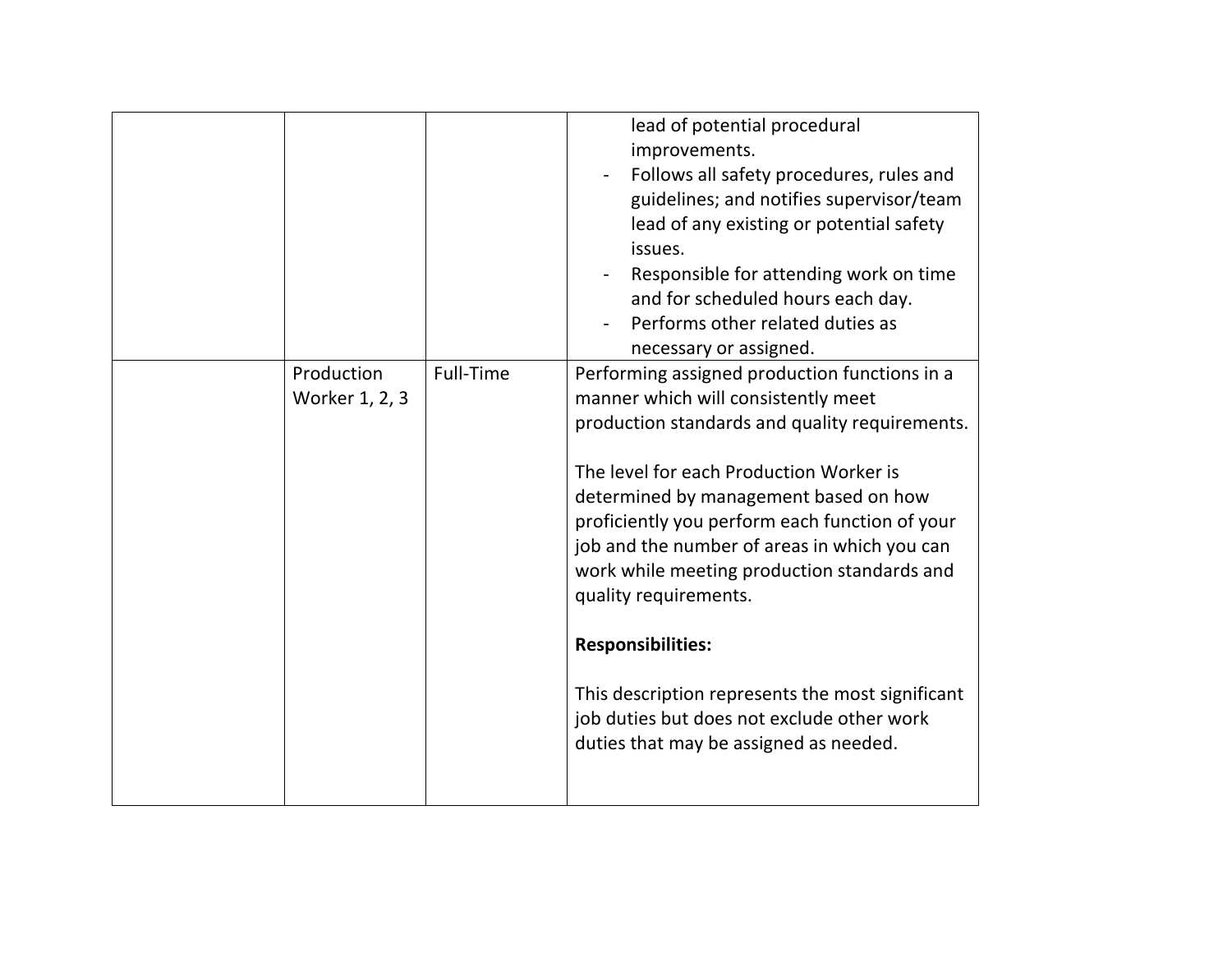| | | | |
|---|---|---|---|
| | | | lead of potential procedural improvements.<br>- Follows all safety procedures, rules and guidelines; and notifies supervisor/team lead of any existing or potential safety issues.<br>- Responsible for attending work on time and for scheduled hours each day.<br>- Performs other related duties as necessary or assigned. |
| | Production Worker 1, 2, 3 | Full-Time | Performing assigned production functions in a manner which will consistently meet production standards and quality requirements.<br><br>The level for each Production Worker is determined by management based on how proficiently you perform each function of your job and the number of areas in which you can work while meeting production standards and quality requirements.<br><br>**Responsibilities:**<br><br>This description represents the most significant job duties but does not exclude other work duties that may be assigned as needed. |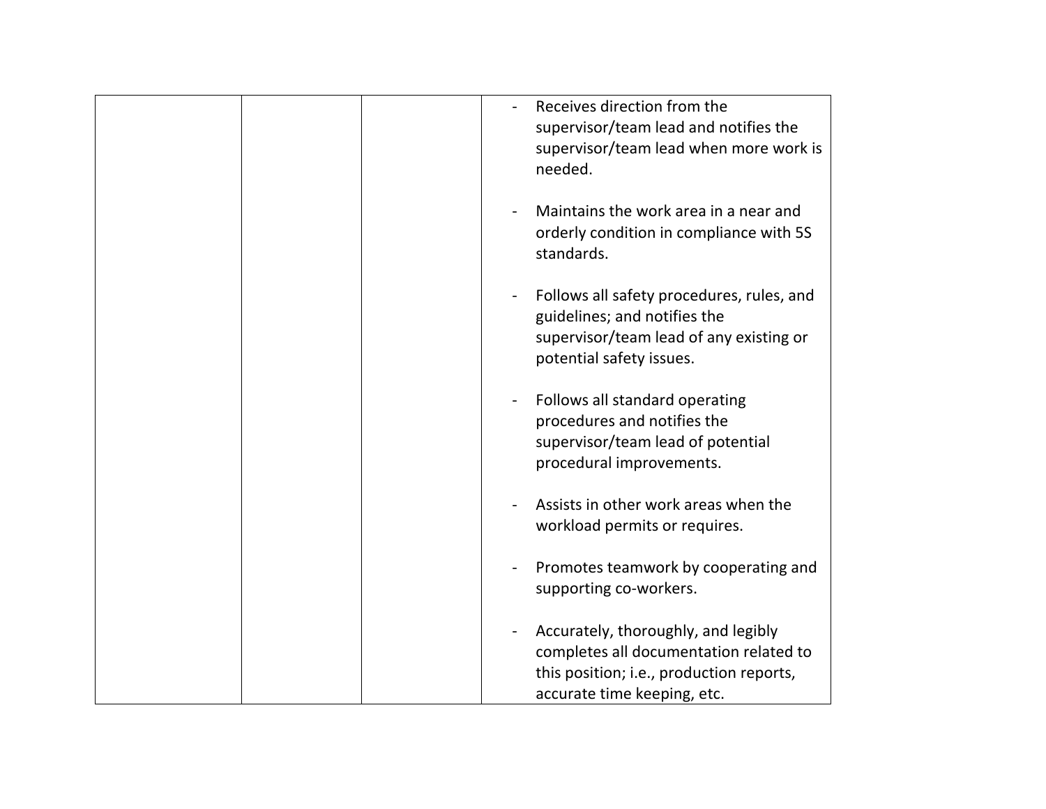|  |  |  |  |
|---|---|---|---|
|  |  |  | - Receives direction from the supervisor/team lead and notifies the supervisor/team lead when more work is needed.<br><br>- Maintains the work area in a near and orderly condition in compliance with 5S standards.<br><br>- Follows all safety procedures, rules, and guidelines; and notifies the supervisor/team lead of any existing or potential safety issues.<br><br>- Follows all standard operating procedures and notifies the supervisor/team lead of potential procedural improvements.<br><br>- Assists in other work areas when the workload permits or requires.<br><br>- Promotes teamwork by cooperating and supporting co-workers.<br><br>- Accurately, thoroughly, and legibly completes all documentation related to this position; i.e., production reports, accurate time keeping, etc. |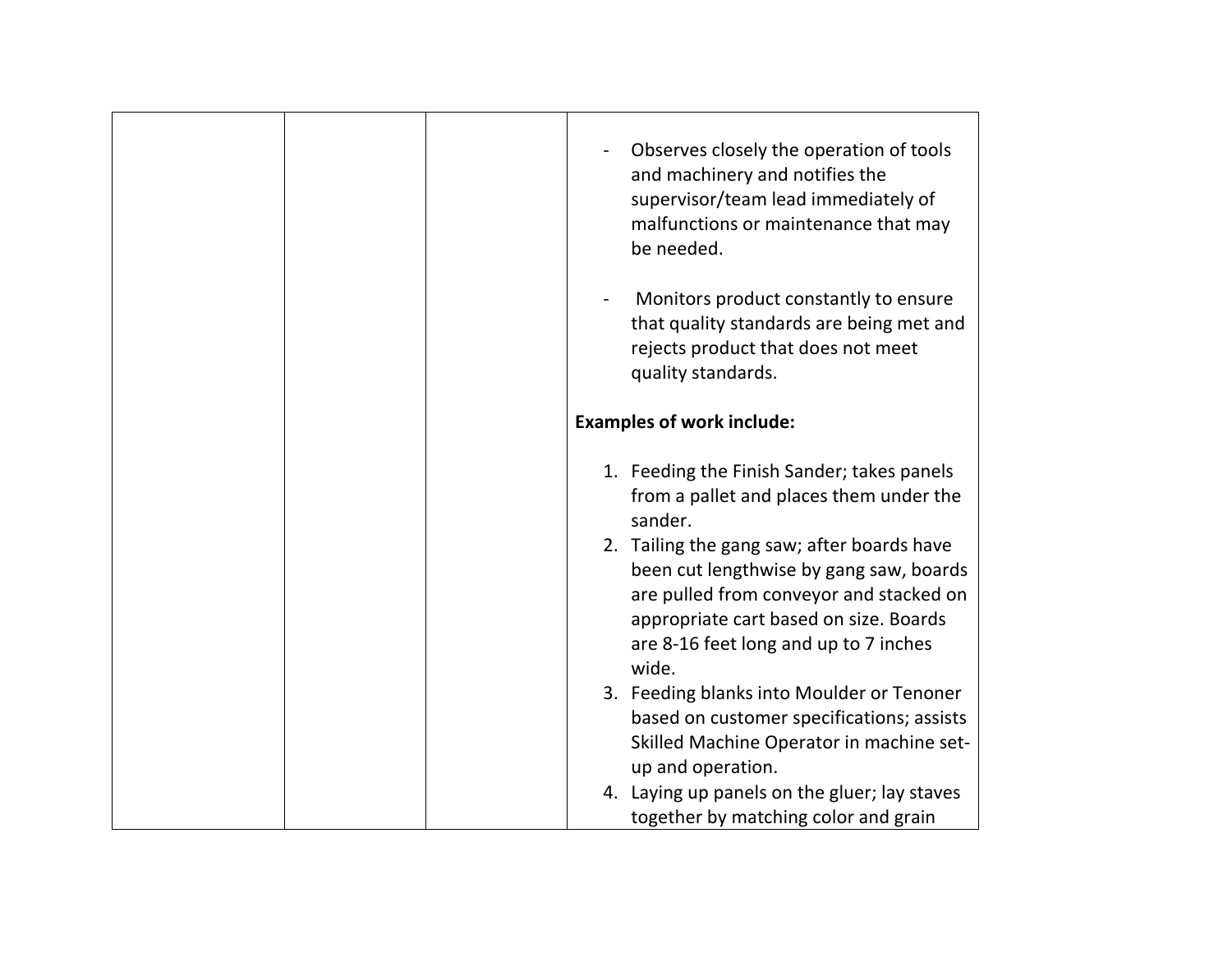| | | | - Observes closely the operation of tools and machinery and notifies the supervisor/team lead immediately of malfunctions or maintenance that may be needed.<br><br>- Monitors product constantly to ensure that quality standards are being met and rejects product that does not meet quality standards.<br><br>**Examples of work include:**<br><br>1. Feeding the Finish Sander; takes panels from a pallet and places them under the sander.<br>2. Tailing the gang saw; after boards have been cut lengthwise by gang saw, boards are pulled from conveyor and stacked on appropriate cart based on size. Boards are 8-16 feet long and up to 7 inches wide.<br>3. Feeding blanks into Moulder or Tenoner based on customer specifications; assists Skilled Machine Operator in machine set-up and operation.<br>4. Laying up panels on the gluer; lay staves together by matching color and grain |
|---|---|---|---|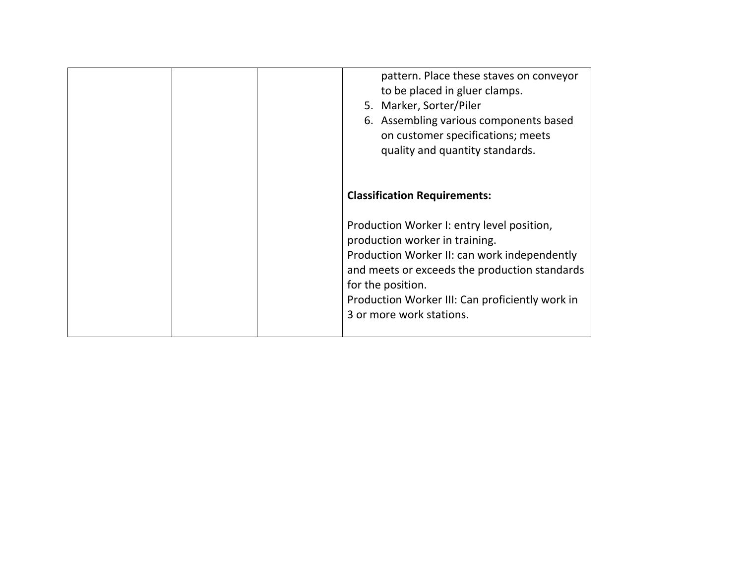| | | | |
|---|---|---|---|
| | | | pattern. Place these staves on conveyor to be placed in gluer clamps.<br>5. Marker, Sorter/Piler<br>6. Assembling various components based on customer specifications; meets quality and quantity standards.<br><br>**Classification Requirements:**<br><br>Production Worker I: entry level position, production worker in training.<br>Production Worker II: can work independently and meets or exceeds the production standards for the position.<br>Production Worker III: Can proficiently work in 3 or more work stations. |